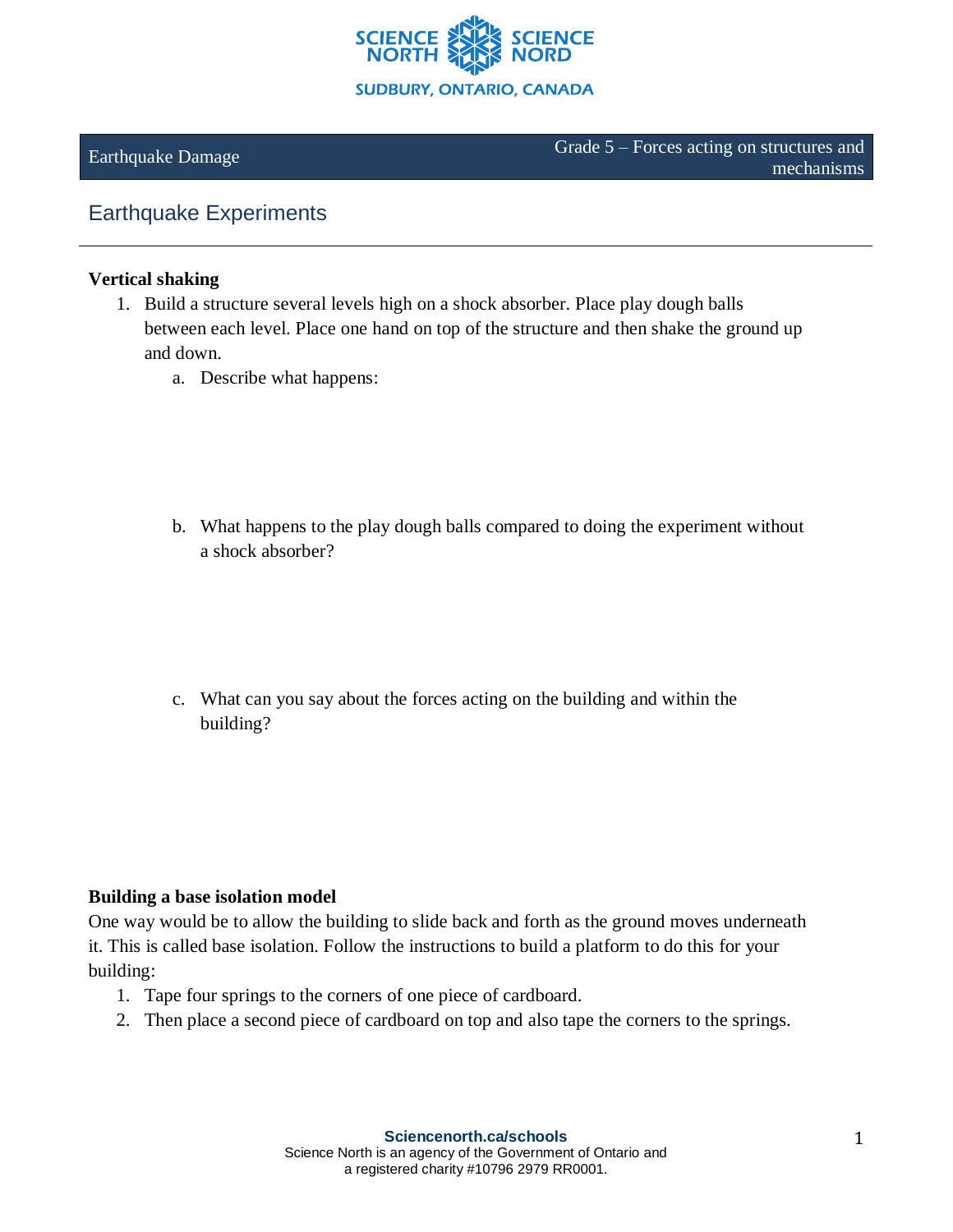Earthquake Damage | Grade 5 – Forces acting on structures and mechanisms

# Earthquake Experiments

**Vertical shaking**

1. Build a structure several levels high on a shock absorber. Place play dough balls between each level. Place one hand on top of the structure and then shake the ground up and down.
   a. Describe what happens:

   b. What happens to the play dough balls compared to doing the experiment without a shock absorber?

   c. What can you say about the forces acting on the building and within the building?

**Building a base isolation model**

One way would be to allow the building to slide back and forth as the ground moves underneath it. This is called base isolation. Follow the instructions to build a platform to do this for your building:

1. Tape four springs to the corners of one piece of cardboard.
2. Then place a second piece of cardboard on top and also tape the corners to the springs.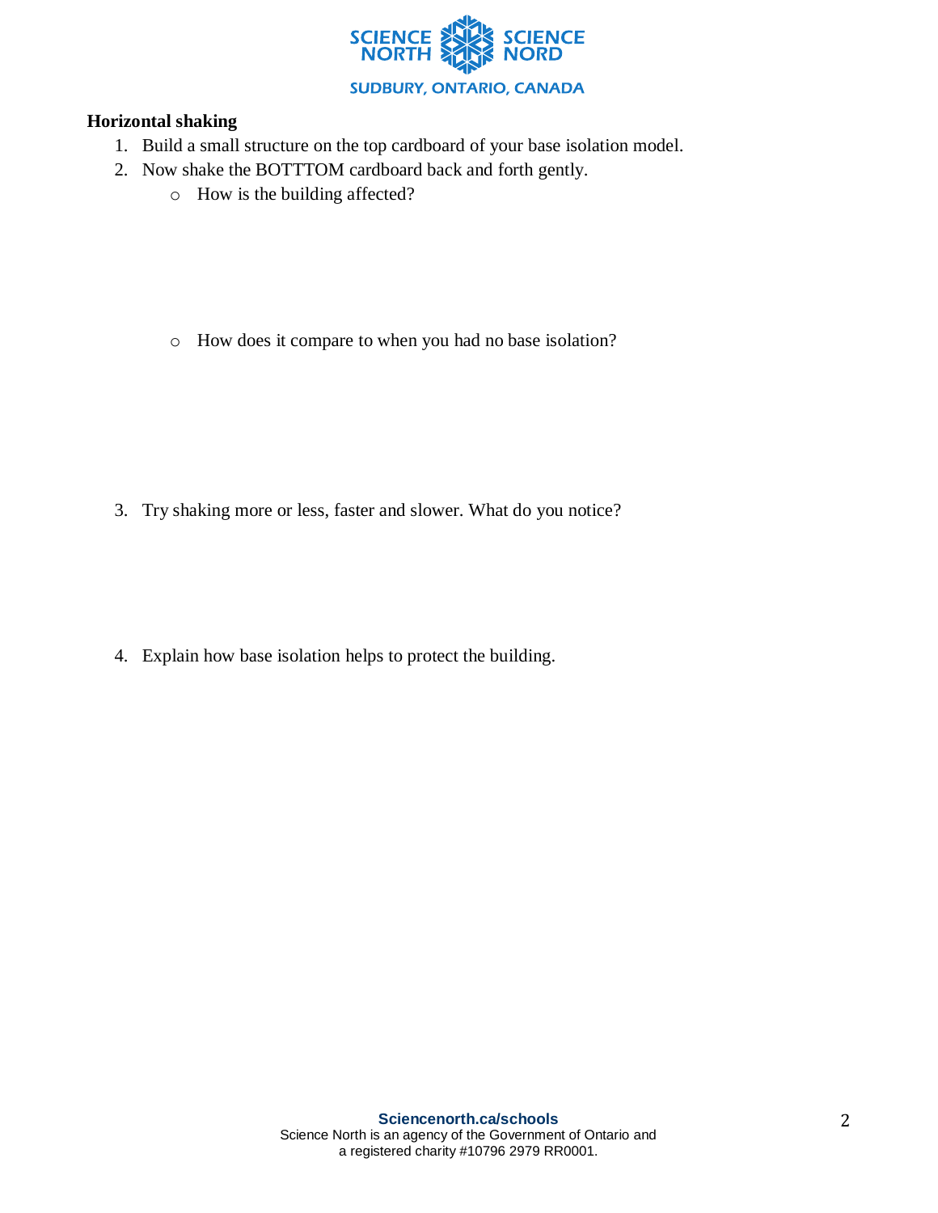**Horizontal shaking**

1. Build a small structure on the top cardboard of your base isolation model.
2. Now shake the BOTTTOM cardboard back and forth gently.
   - How is the building affected?

   - How does it compare to when you had no base isolation?

3. Try shaking more or less, faster and slower. What do you notice?

4. Explain how base isolation helps to protect the building.

**Sciencenorth.ca/schools**
Science North is an agency of the Government of Ontario and a registered charity #10796 2979 RR0001.